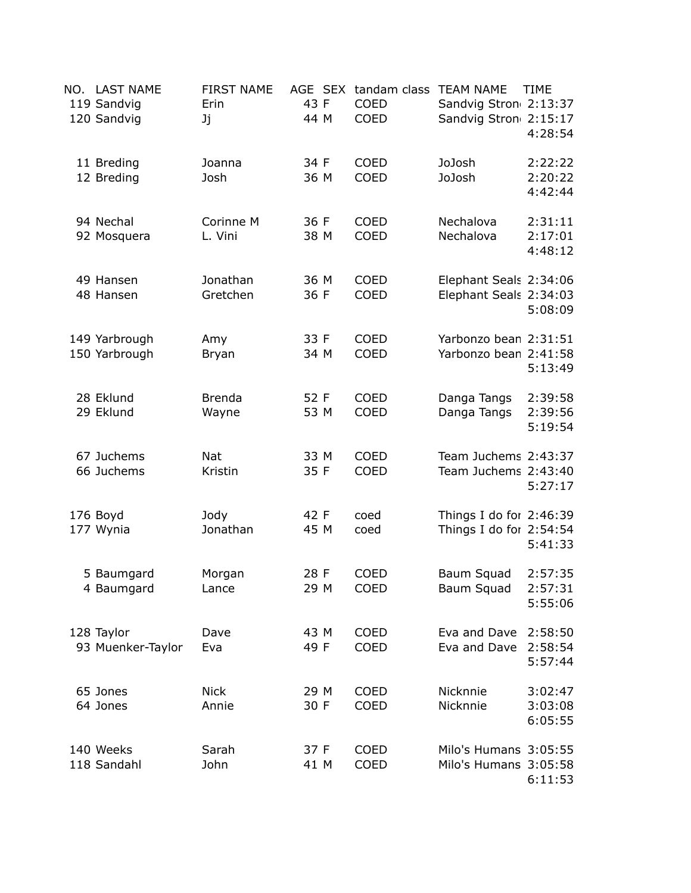| NO. | LAST NAME | FIRST NAME | AGE | SEX | tandam class | TEAM NAME | TIME |
|---|---|---|---|---|---|---|---|
| 119 | Sandvig | Erin | 43 | F | COED | Sandvig Stron | 2:13:37 |
| 120 | Sandvig | Jj | 44 | M | COED | Sandvig Stron | 2:15:17 |
| | | | | | | | 4:28:54 |
| | | | | | | | |
| 11 | Breding | Joanna | 34 | F | COED | JoJosh | 2:22:22 |
| 12 | Breding | Josh | 36 | M | COED | JoJosh | 2:20:22 |
| | | | | | | | 4:42:44 |
| | | | | | | | |
| 94 | Nechal | Corinne M | 36 | F | COED | Nechalova | 2:31:11 |
| 92 | Mosquera | L. Vini | 38 | M | COED | Nechalova | 2:17:01 |
| | | | | | | | 4:48:12 |
| | | | | | | | |
| 49 | Hansen | Jonathan | 36 | M | COED | Elephant Seals | 2:34:06 |
| 48 | Hansen | Gretchen | 36 | F | COED | Elephant Seals | 2:34:03 |
| | | | | | | | 5:08:09 |
| | | | | | | | |
| 149 | Yarbrough | Amy | 33 | F | COED | Yarbonzo bean | 2:31:51 |
| 150 | Yarbrough | Bryan | 34 | M | COED | Yarbonzo bean | 2:41:58 |
| | | | | | | | 5:13:49 |
| | | | | | | | |
| 28 | Eklund | Brenda | 52 | F | COED | Danga Tangs | 2:39:58 |
| 29 | Eklund | Wayne | 53 | M | COED | Danga Tangs | 2:39:56 |
| | | | | | | | 5:19:54 |
| | | | | | | | |
| 67 | Juchems | Nat | 33 | M | COED | Team Juchems | 2:43:37 |
| 66 | Juchems | Kristin | 35 | F | COED | Team Juchems | 2:43:40 |
| | | | | | | | 5:27:17 |
| | | | | | | | |
| 176 | Boyd | Jody | 42 | F | coed | Things I do for | 2:46:39 |
| 177 | Wynia | Jonathan | 45 | M | coed | Things I do for | 2:54:54 |
| | | | | | | | 5:41:33 |
| | | | | | | | |
| 5 | Baumgard | Morgan | 28 | F | COED | Baum Squad | 2:57:35 |
| 4 | Baumgard | Lance | 29 | M | COED | Baum Squad | 2:57:31 |
| | | | | | | | 5:55:06 |
| | | | | | | | |
| 128 | Taylor | Dave | 43 | M | COED | Eva and Dave | 2:58:50 |
| 93 | Muenker-Taylor | Eva | 49 | F | COED | Eva and Dave | 2:58:54 |
| | | | | | | | 5:57:44 |
| | | | | | | | |
| 65 | Jones | Nick | 29 | M | COED | Nicknnie | 3:02:47 |
| 64 | Jones | Annie | 30 | F | COED | Nicknnie | 3:03:08 |
| | | | | | | | 6:05:55 |
| | | | | | | | |
| 140 | Weeks | Sarah | 37 | F | COED | Milo's Humans | 3:05:55 |
| 118 | Sandahl | John | 41 | M | COED | Milo's Humans | 3:05:58 |
| | | | | | | | 6:11:53 |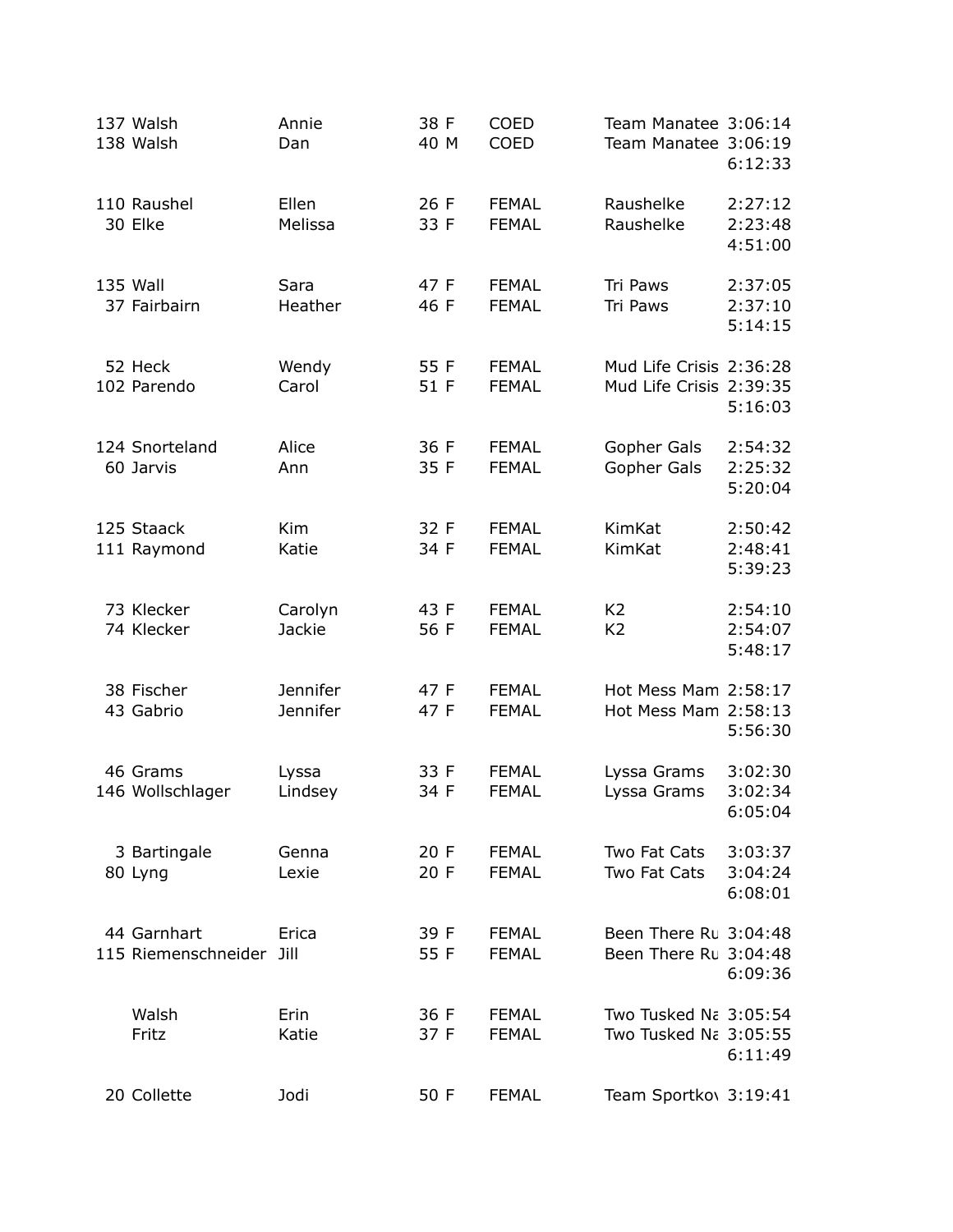| | | | | | | |
|---|---|---|---|---|---|---|
| 137 | Walsh | Annie | 38 F | COED | Team Manatee | 3:06:14 |
| 138 | Walsh | Dan | 40 M | COED | Team Manatee | 3:06:19 |
| | | | | | | 6:12:33 |
| | | | | | | |
| 110 | Raushel | Ellen | 26 F | FEMAL | Raushelke | 2:27:12 |
| 30 | Elke | Melissa | 33 F | FEMAL | Raushelke | 2:23:48 |
| | | | | | | 4:51:00 |
| | | | | | | |
| 135 | Wall | Sara | 47 F | FEMAL | Tri Paws | 2:37:05 |
| 37 | Fairbairn | Heather | 46 F | FEMAL | Tri Paws | 2:37:10 |
| | | | | | | 5:14:15 |
| | | | | | | |
| 52 | Heck | Wendy | 55 F | FEMAL | Mud Life Crisis | 2:36:28 |
| 102 | Parendo | Carol | 51 F | FEMAL | Mud Life Crisis | 2:39:35 |
| | | | | | | 5:16:03 |
| | | | | | | |
| 124 | Snorteland | Alice | 36 F | FEMAL | Gopher Gals | 2:54:32 |
| 60 | Jarvis | Ann | 35 F | FEMAL | Gopher Gals | 2:25:32 |
| | | | | | | 5:20:04 |
| | | | | | | |
| 125 | Staack | Kim | 32 F | FEMAL | KimKat | 2:50:42 |
| 111 | Raymond | Katie | 34 F | FEMAL | KimKat | 2:48:41 |
| | | | | | | 5:39:23 |
| | | | | | | |
| 73 | Klecker | Carolyn | 43 F | FEMAL | K2 | 2:54:10 |
| 74 | Klecker | Jackie | 56 F | FEMAL | K2 | 2:54:07 |
| | | | | | | 5:48:17 |
| | | | | | | |
| 38 | Fischer | Jennifer | 47 F | FEMAL | Hot Mess Mam | 2:58:17 |
| 43 | Gabrio | Jennifer | 47 F | FEMAL | Hot Mess Mam | 2:58:13 |
| | | | | | | 5:56:30 |
| | | | | | | |
| 46 | Grams | Lyssa | 33 F | FEMAL | Lyssa Grams | 3:02:30 |
| 146 | Wollschlager | Lindsey | 34 F | FEMAL | Lyssa Grams | 3:02:34 |
| | | | | | | 6:05:04 |
| | | | | | | |
| 3 | Bartingale | Genna | 20 F | FEMAL | Two Fat Cats | 3:03:37 |
| 80 | Lyng | Lexie | 20 F | FEMAL | Two Fat Cats | 3:04:24 |
| | | | | | | 6:08:01 |
| | | | | | | |
| 44 | Garnhart | Erica | 39 F | FEMAL | Been There Ru | 3:04:48 |
| 115 | Riemenschneider | Jill | 55 F | FEMAL | Been There Ru | 3:04:48 |
| | | | | | | 6:09:36 |
| | | | | | | |
| | Walsh | Erin | 36 F | FEMAL | Two Tusked Na | 3:05:54 |
| | Fritz | Katie | 37 F | FEMAL | Two Tusked Na | 3:05:55 |
| | | | | | | 6:11:49 |
| | | | | | | |
| 20 | Collette | Jodi | 50 F | FEMAL | Team Sportkov | 3:19:41 |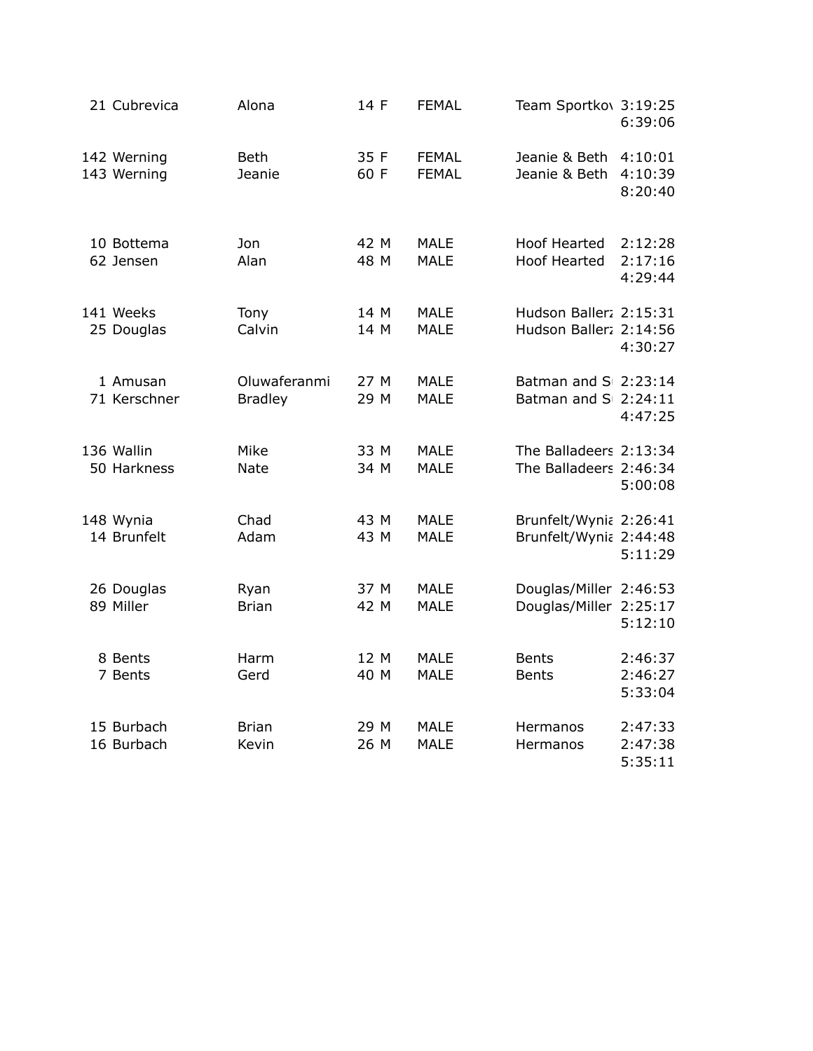| | | | | | | |
|---|---|---|---|---|---|---|
| 21 | Cubrevica | Alona | 14 F | FEMAL | Team Sportkov | 3:19:25 |
| | | | | | | 6:39:06 |
| | | | | | | |
| 142 | Werning | Beth | 35 F | FEMAL | Jeanie & Beth | 4:10:01 |
| 143 | Werning | Jeanie | 60 F | FEMAL | Jeanie & Beth | 4:10:39 |
| | | | | | | 8:20:40 |
| | | | | | | |
| 10 | Bottema | Jon | 42 M | MALE | Hoof Hearted | 2:12:28 |
| 62 | Jensen | Alan | 48 M | MALE | Hoof Hearted | 2:17:16 |
| | | | | | | 4:29:44 |
| | | | | | | |
| 141 | Weeks | Tony | 14 M | MALE | Hudson Ballerz | 2:15:31 |
| 25 | Douglas | Calvin | 14 M | MALE | Hudson Ballerz | 2:14:56 |
| | | | | | | 4:30:27 |
| | | | | | | |
| 1 | Amusan | Oluwaferanmi | 27 M | MALE | Batman and S | 2:23:14 |
| 71 | Kerschner | Bradley | 29 M | MALE | Batman and S | 2:24:11 |
| | | | | | | 4:47:25 |
| | | | | | | |
| 136 | Wallin | Mike | 33 M | MALE | The Balladeers | 2:13:34 |
| 50 | Harkness | Nate | 34 M | MALE | The Balladeers | 2:46:34 |
| | | | | | | 5:00:08 |
| | | | | | | |
| 148 | Wynia | Chad | 43 M | MALE | Brunfelt/Wynia | 2:26:41 |
| 14 | Brunfelt | Adam | 43 M | MALE | Brunfelt/Wynia | 2:44:48 |
| | | | | | | 5:11:29 |
| | | | | | | |
| 26 | Douglas | Ryan | 37 M | MALE | Douglas/Miller | 2:46:53 |
| 89 | Miller | Brian | 42 M | MALE | Douglas/Miller | 2:25:17 |
| | | | | | | 5:12:10 |
| | | | | | | |
| 8 | Bents | Harm | 12 M | MALE | Bents | 2:46:37 |
| 7 | Bents | Gerd | 40 M | MALE | Bents | 2:46:27 |
| | | | | | | 5:33:04 |
| | | | | | | |
| 15 | Burbach | Brian | 29 M | MALE | Hermanos | 2:47:33 |
| 16 | Burbach | Kevin | 26 M | MALE | Hermanos | 2:47:38 |
| | | | | | | 5:35:11 |